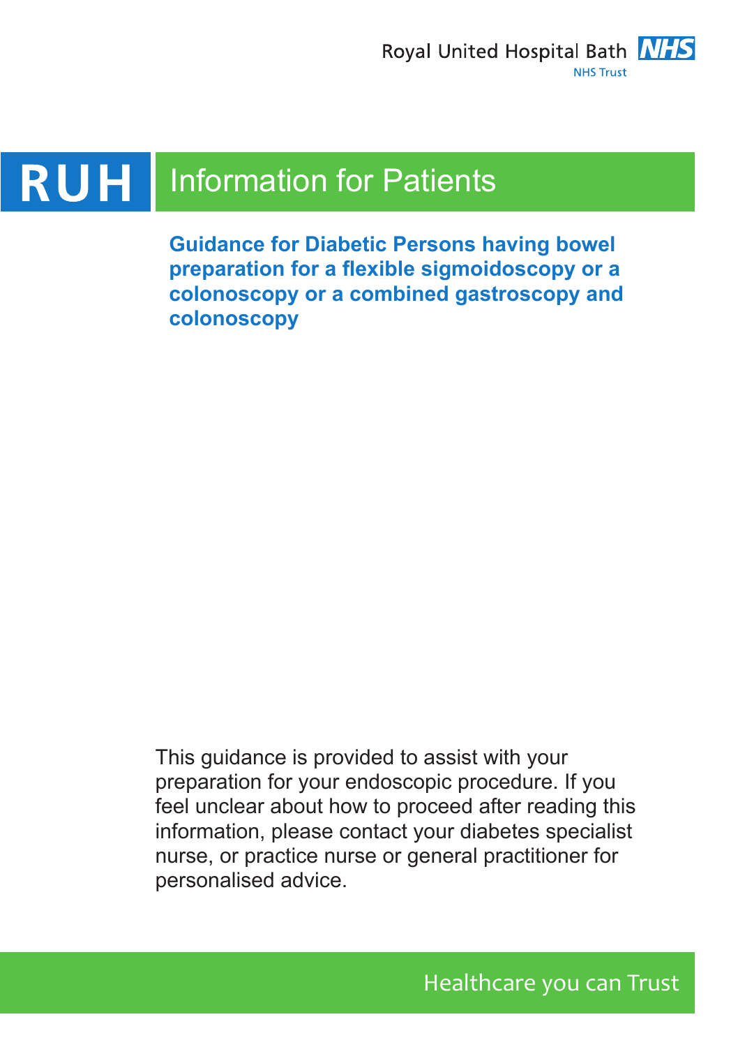Royal United Hospital Bath NHS

NHS Trust

# RUH Information for Patients

## Guidance for Diabetic Persons having bowel preparation for a flexible sigmoidoscopy or a colonoscopy or a combined gastroscopy and colonoscopy

This guidance is provided to assist with your preparation for your endoscopic procedure. If you feel unclear about how to proceed after reading this information, please contact your diabetes specialist nurse, or practice nurse or general practitioner for personalised advice.

Healthcare you can Trust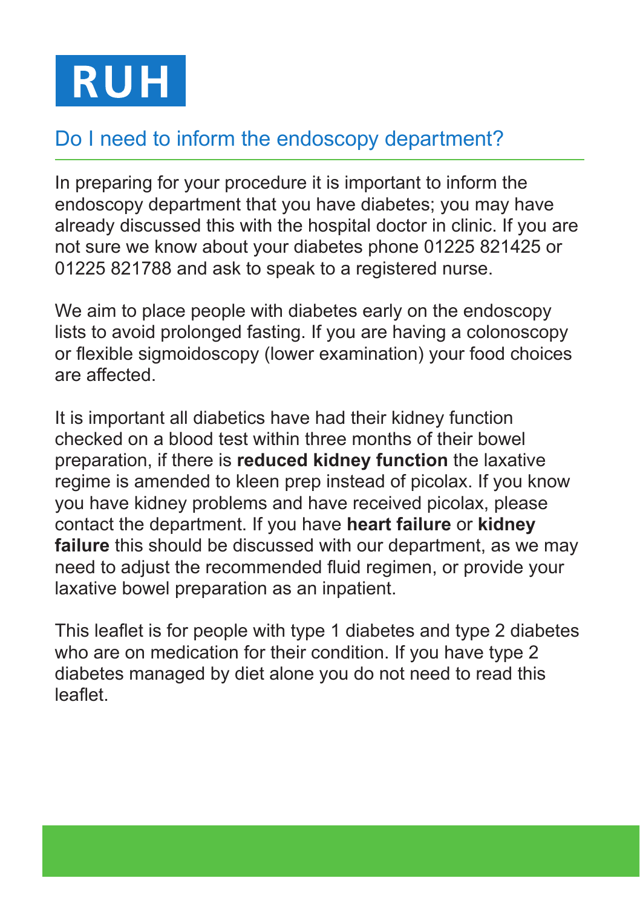## Do I need to inform the endoscopy department?

In preparing for your procedure it is important to inform the endoscopy department that you have diabetes; you may have already discussed this with the hospital doctor in clinic. If you are not sure we know about your diabetes phone 01225 821425 or 01225 821788 and ask to speak to a registered nurse.

We aim to place people with diabetes early on the endoscopy lists to avoid prolonged fasting. If you are having a colonoscopy or flexible sigmoidoscopy (lower examination) your food choices are affected.

It is important all diabetics have had their kidney function checked on a blood test within three months of their bowel preparation, if there is **reduced kidney function** the laxative regime is amended to kleen prep instead of picolax. If you know you have kidney problems and have received picolax, please contact the department. If you have **heart failure** or **kidney failure** this should be discussed with our department, as we may need to adjust the recommended fluid regimen, or provide your laxative bowel preparation as an inpatient.

This leaflet is for people with type 1 diabetes and type 2 diabetes who are on medication for their condition. If you have type 2 diabetes managed by diet alone you do not need to read this leaflet.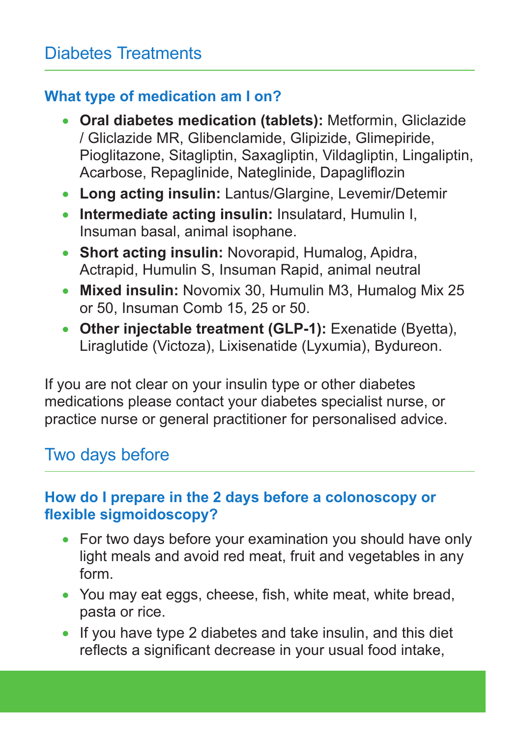## Diabetes Treatments

### What type of medication am I on?

- **Oral diabetes medication (tablets):** Metformin, Gliclazide / Gliclazide MR, Glibenclamide, Glipizide, Glimepiride, Pioglitazone, Sitagliptin, Saxagliptin, Vildagliptin, Lingaliptin, Acarbose, Repaglinide, Nateglinide, Dapagliflozin
- **Long acting insulin:** Lantus/Glargine, Levemir/Detemir
- **Intermediate acting insulin:** Insulatard, Humulin I, Insuman basal, animal isophane.
- **Short acting insulin:** Novorapid, Humalog, Apidra, Actrapid, Humulin S, Insuman Rapid, animal neutral
- **Mixed insulin:** Novomix 30, Humulin M3, Humalog Mix 25 or 50, Insuman Comb 15, 25 or 50.
- **Other injectable treatment (GLP-1):** Exenatide (Byetta), Liraglutide (Victoza), Lixisenatide (Lyxumia), Bydureon.

If you are not clear on your insulin type or other diabetes medications please contact your diabetes specialist nurse, or practice nurse or general practitioner for personalised advice.

## Two days before

### How do I prepare in the 2 days before a colonoscopy or flexible sigmoidoscopy?

- For two days before your examination you should have only light meals and avoid red meat, fruit and vegetables in any form.
- You may eat eggs, cheese, fish, white meat, white bread, pasta or rice.
- If you have type 2 diabetes and take insulin, and this diet reflects a significant decrease in your usual food intake,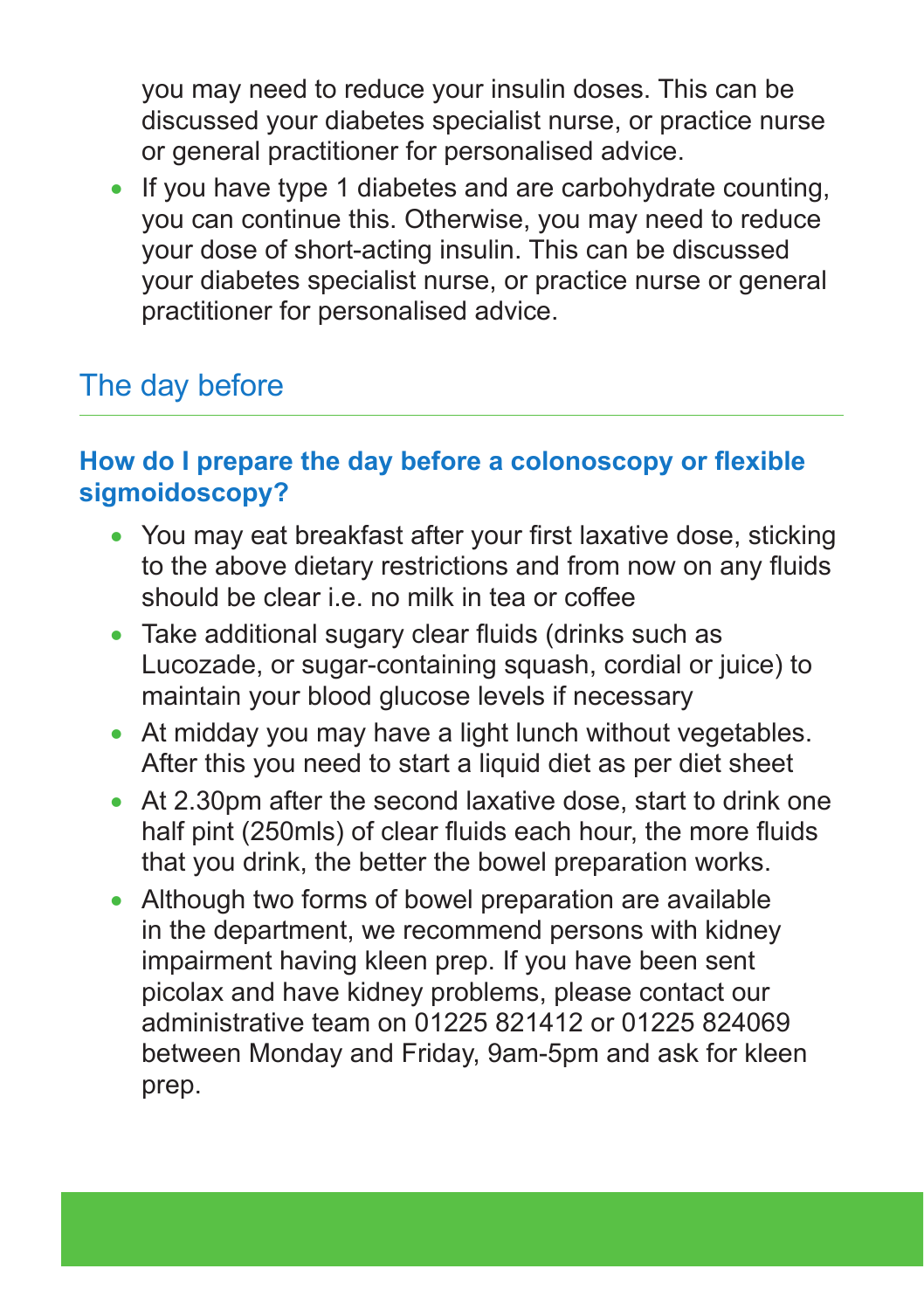you may need to reduce your insulin doses. This can be discussed your diabetes specialist nurse, or practice nurse or general practitioner for personalised advice.

- If you have type 1 diabetes and are carbohydrate counting, you can continue this. Otherwise, you may need to reduce your dose of short-acting insulin. This can be discussed your diabetes specialist nurse, or practice nurse or general practitioner for personalised advice.

## The day before

### How do I prepare the day before a colonoscopy or flexible sigmoidoscopy?

- You may eat breakfast after your first laxative dose, sticking to the above dietary restrictions and from now on any fluids should be clear i.e. no milk in tea or coffee
- Take additional sugary clear fluids (drinks such as Lucozade, or sugar-containing squash, cordial or juice) to maintain your blood glucose levels if necessary
- At midday you may have a light lunch without vegetables. After this you need to start a liquid diet as per diet sheet
- At 2.30pm after the second laxative dose, start to drink one half pint (250mls) of clear fluids each hour, the more fluids that you drink, the better the bowel preparation works.
- Although two forms of bowel preparation are available in the department, we recommend persons with kidney impairment having kleen prep. If you have been sent picolax and have kidney problems, please contact our administrative team on 01225 821412 or 01225 824069 between Monday and Friday, 9am-5pm and ask for kleen prep.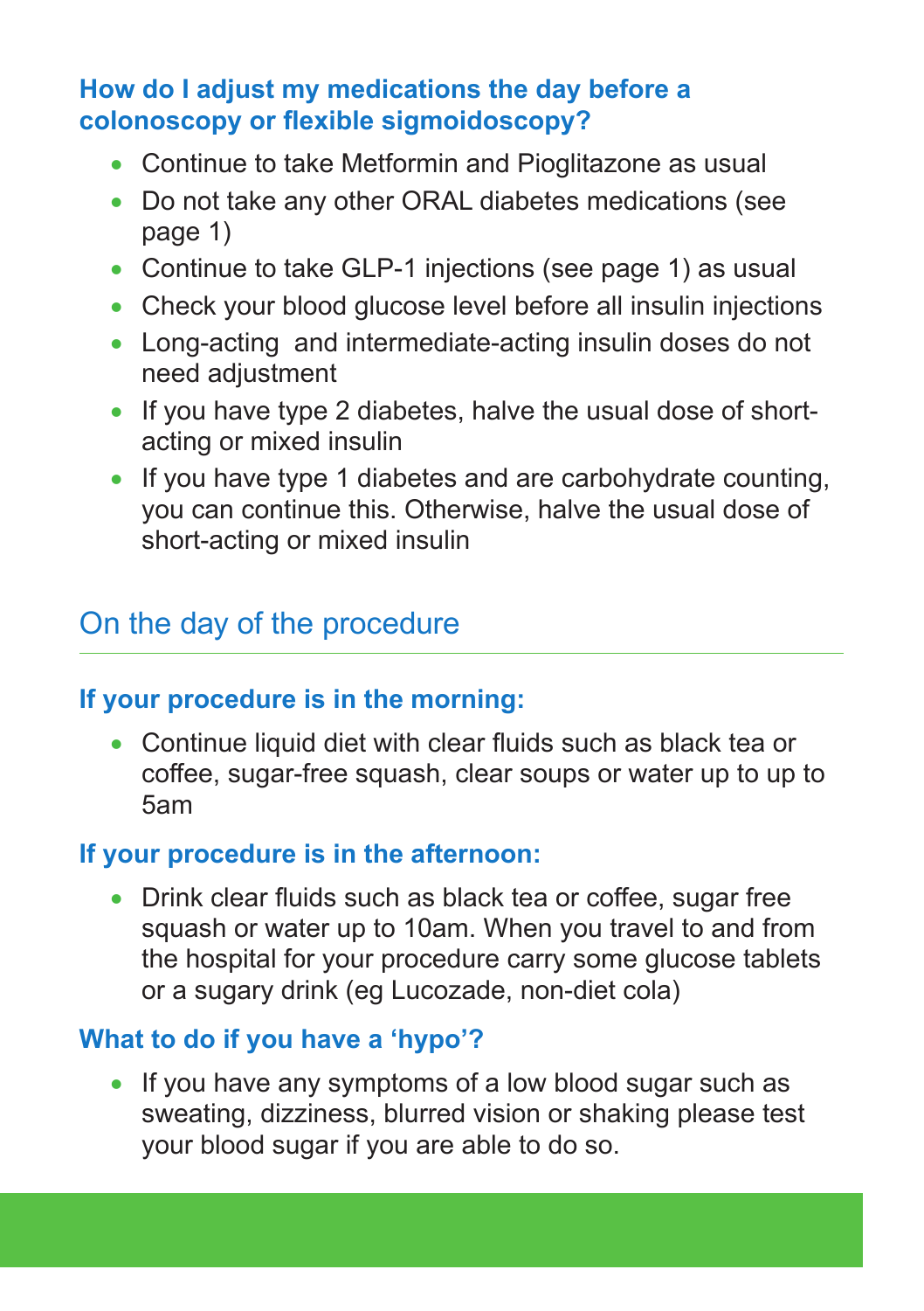### How do I adjust my medications the day before a colonoscopy or flexible sigmoidoscopy?

- Continue to take Metformin and Pioglitazone as usual
- Do not take any other ORAL diabetes medications (see page 1)
- Continue to take GLP-1 injections (see page 1) as usual
- Check your blood glucose level before all insulin injections
- Long-acting  and intermediate-acting insulin doses do not need adjustment
- If you have type 2 diabetes, halve the usual dose of short-acting or mixed insulin
- If you have type 1 diabetes and are carbohydrate counting, you can continue this. Otherwise, halve the usual dose of short-acting or mixed insulin

## On the day of the procedure

### If your procedure is in the morning:

- Continue liquid diet with clear fluids such as black tea or coffee, sugar-free squash, clear soups or water up to up to 5am

### If your procedure is in the afternoon:

- Drink clear fluids such as black tea or coffee, sugar free squash or water up to 10am. When you travel to and from the hospital for your procedure carry some glucose tablets or a sugary drink (eg Lucozade, non-diet cola)

### What to do if you have a 'hypo'?

- If you have any symptoms of a low blood sugar such as sweating, dizziness, blurred vision or shaking please test your blood sugar if you are able to do so.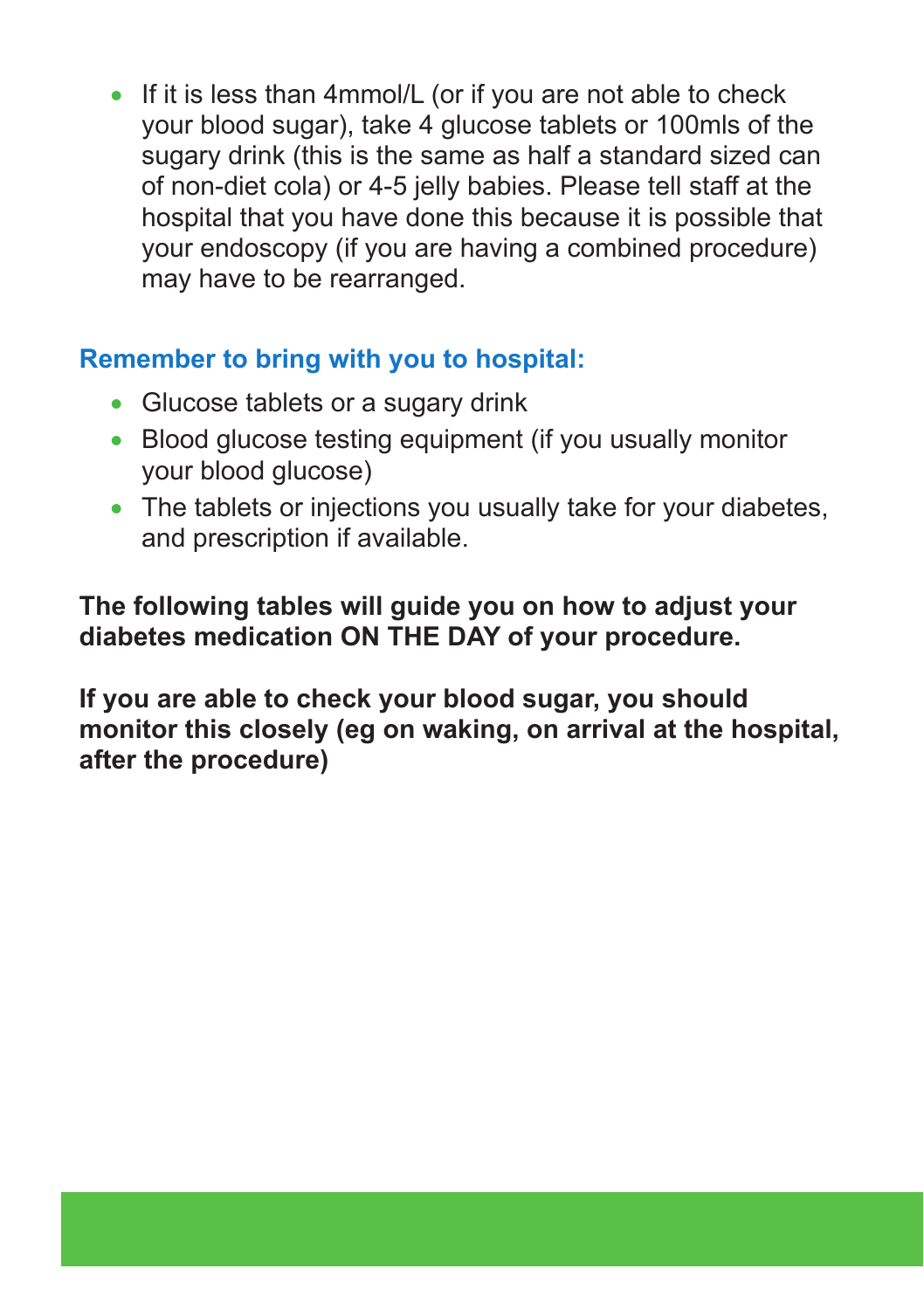- If it is less than 4mmol/L (or if you are not able to check your blood sugar), take 4 glucose tablets or 100mls of the sugary drink (this is the same as half a standard sized can of non-diet cola) or 4-5 jelly babies. Please tell staff at the hospital that you have done this because it is possible that your endoscopy (if you are having a combined procedure) may have to be rearranged.

## Remember to bring with you to hospital:

- Glucose tablets or a sugary drink
- Blood glucose testing equipment (if you usually monitor your blood glucose)
- The tablets or injections you usually take for your diabetes, and prescription if available.

**The following tables will guide you on how to adjust your diabetes medication ON THE DAY of your procedure.**

**If you are able to check your blood sugar, you should monitor this closely (eg on waking, on arrival at the hospital, after the procedure)**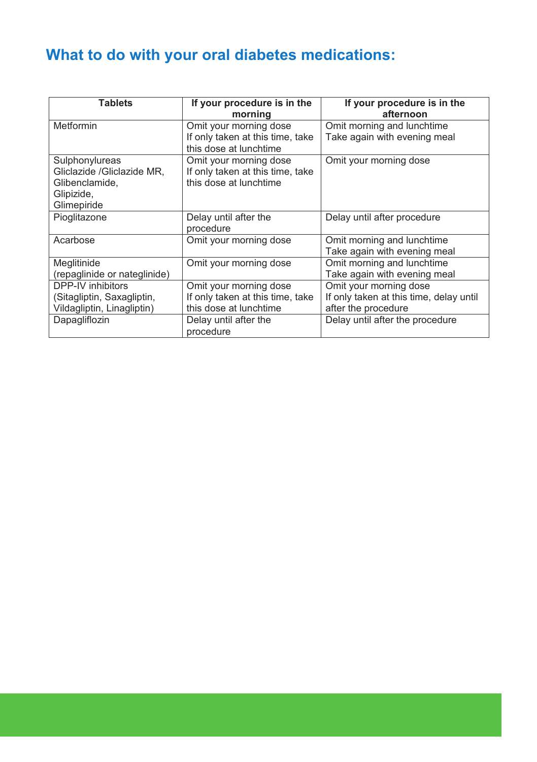## What to do with your oral diabetes medications:

| Tablets | If your procedure is in the morning | If your procedure is in the afternoon |
|---|---|---|
| Metformin | Omit your morning dose<br>If only taken at this time, take this dose at lunchtime | Omit morning and lunchtime<br>Take again with evening meal |
| Sulphonylureas<br>Gliclazide /Gliclazide MR,<br>Glibenclamide,<br>Glipizide,<br>Glimepiride | Omit your morning dose<br>If only taken at this time, take this dose at lunchtime | Omit your morning dose |
| Pioglitazone | Delay until after the procedure | Delay until after procedure |
| Acarbose | Omit your morning dose | Omit morning and lunchtime<br>Take again with evening meal |
| Meglitinide<br>(repaglinide or nateglinide) | Omit your morning dose | Omit morning and lunchtime<br>Take again with evening meal |
| DPP-IV inhibitors<br>(Sitagliptin, Saxagliptin, Vildagliptin, Linagliptin) | Omit your morning dose<br>If only taken at this time, take this dose at lunchtime | Omit your morning dose<br>If only taken at this time, delay until after the procedure |
| Dapagliflozin | Delay until after the procedure | Delay until after the procedure |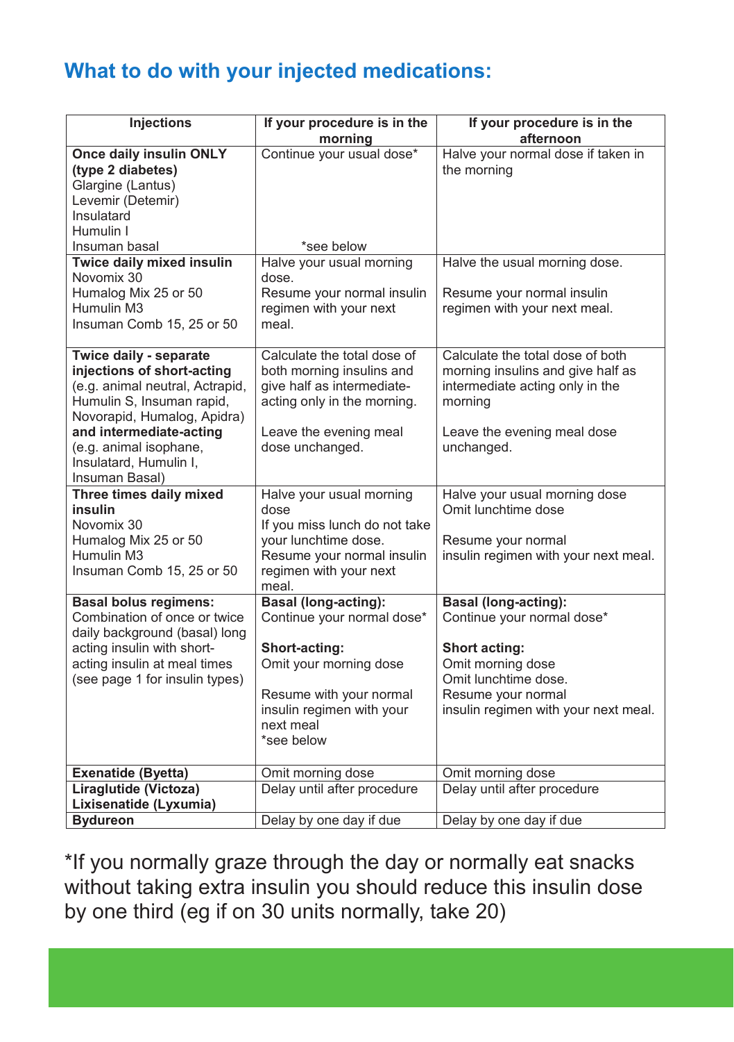## What to do with your injected medications:

| Injections | If your procedure is in the morning | If your procedure is in the afternoon |
|---|---|---|
| **Once daily insulin ONLY (type 2 diabetes)**<br>Glargine (Lantus)<br>Levemir (Detemir)<br>Insulatard<br>Humulin I<br>Insuman basal | Continue your usual dose*<br><br>*see below | Halve your normal dose if taken in the morning |
| **Twice daily mixed insulin**<br>Novomix 30<br>Humalog Mix 25 or 50<br>Humulin M3<br>Insuman Comb 15, 25 or 50 | Halve your usual morning dose.<br>Resume your normal insulin regimen with your next meal. | Halve the usual morning dose.<br><br>Resume your normal insulin regimen with your next meal. |
| **Twice daily - separate injections of short-acting** (e.g. animal neutral, Actrapid, Humulin S, Insuman rapid, Novorapid, Humalog, Apidra) **and intermediate-acting** (e.g. animal isophane, Insulatard, Humulin I, Insuman Basal) | Calculate the total dose of both morning insulins and give half as intermediate-acting only in the morning.<br><br>Leave the evening meal dose unchanged. | Calculate the total dose of both morning insulins and give half as intermediate acting only in the morning<br><br>Leave the evening meal dose unchanged. |
| **Three times daily mixed insulin**<br>Novomix 30<br>Humalog Mix 25 or 50<br>Humulin M3<br>Insuman Comb 15, 25 or 50 | Halve your usual morning dose<br>If you miss lunch do not take your lunchtime dose.<br>Resume your normal insulin regimen with your next meal. | Halve your usual morning dose<br>Omit lunchtime dose<br><br>Resume your normal insulin regimen with your next meal. |
| **Basal bolus regimens:**<br>Combination of once or twice daily background (basal) long acting insulin with short-acting insulin at meal times (see page 1 for insulin types) | **Basal (long-acting):**<br>Continue your normal dose*<br><br>**Short-acting:**<br>Omit your morning dose<br><br>Resume with your normal insulin regimen with your next meal<br>*see below | **Basal (long-acting):**<br>Continue your normal dose*<br><br>**Short acting:**<br>Omit morning dose<br>Omit lunchtime dose.<br>Resume your normal insulin regimen with your next meal. |
| **Exenatide (Byetta)** | Omit morning dose | Omit morning dose |
| **Liraglutide (Victoza)**<br>**Lixisenatide (Lyxumia)** | Delay until after procedure | Delay until after procedure |
| **Bydureon** | Delay by one day if due | Delay by one day if due |

*If you normally graze through the day or normally eat snacks without taking extra insulin you should reduce this insulin dose by one third (eg if on 30 units normally, take 20)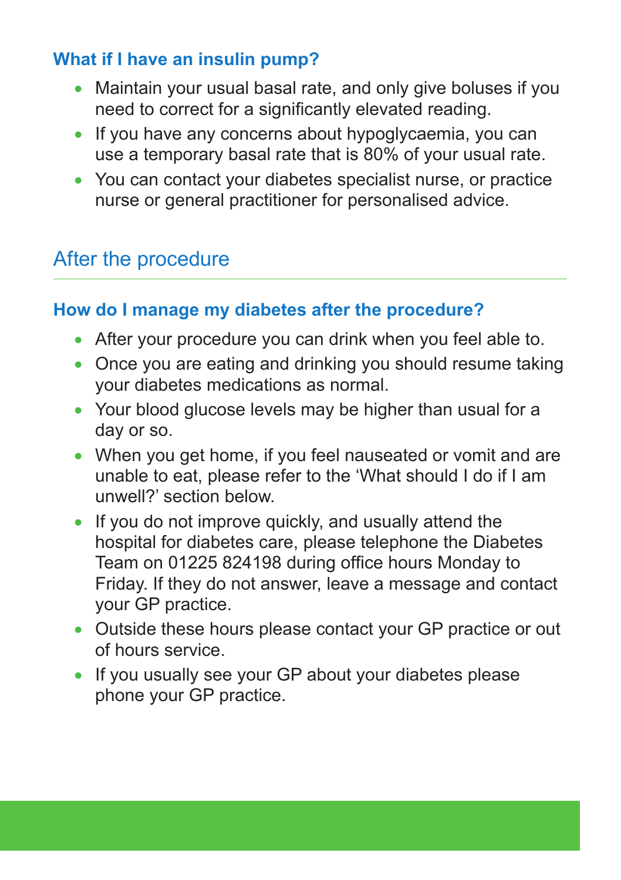### What if I have an insulin pump?

- Maintain your usual basal rate, and only give boluses if you need to correct for a significantly elevated reading.
- If you have any concerns about hypoglycaemia, you can use a temporary basal rate that is 80% of your usual rate.
- You can contact your diabetes specialist nurse, or practice nurse or general practitioner for personalised advice.

## After the procedure

### How do I manage my diabetes after the procedure?

- After your procedure you can drink when you feel able to.
- Once you are eating and drinking you should resume taking your diabetes medications as normal.
- Your blood glucose levels may be higher than usual for a day or so.
- When you get home, if you feel nauseated or vomit and are unable to eat, please refer to the 'What should I do if I am unwell?' section below.
- If you do not improve quickly, and usually attend the hospital for diabetes care, please telephone the Diabetes Team on 01225 824198 during office hours Monday to Friday. If they do not answer, leave a message and contact your GP practice.
- Outside these hours please contact your GP practice or out of hours service.
- If you usually see your GP about your diabetes please phone your GP practice.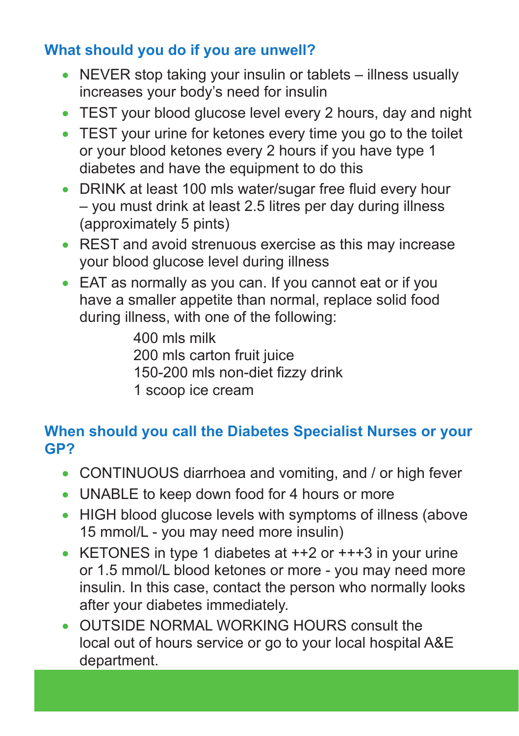## What should you do if you are unwell?

- NEVER stop taking your insulin or tablets – illness usually increases your body's need for insulin
- TEST your blood glucose level every 2 hours, day and night
- TEST your urine for ketones every time you go to the toilet or your blood ketones every 2 hours if you have type 1 diabetes and have the equipment to do this
- DRINK at least 100 mls water/sugar free fluid every hour – you must drink at least 2.5 litres per day during illness (approximately 5 pints)
- REST and avoid strenuous exercise as this may increase your blood glucose level during illness
- EAT as normally as you can. If you cannot eat or if you have a smaller appetite than normal, replace solid food during illness, with one of the following:

  400 mls milk
  200 mls carton fruit juice
  150-200 mls non-diet fizzy drink
  1 scoop ice cream

## When should you call the Diabetes Specialist Nurses or your GP?

- CONTINUOUS diarrhoea and vomiting, and / or high fever
- UNABLE to keep down food for 4 hours or more
- HIGH blood glucose levels with symptoms of illness (above 15 mmol/L - you may need more insulin)
- KETONES in type 1 diabetes at ++2 or +++3 in your urine or 1.5 mmol/L blood ketones or more - you may need more insulin. In this case, contact the person who normally looks after your diabetes immediately.
- OUTSIDE NORMAL WORKING HOURS consult the local out of hours service or go to your local hospital A&E department.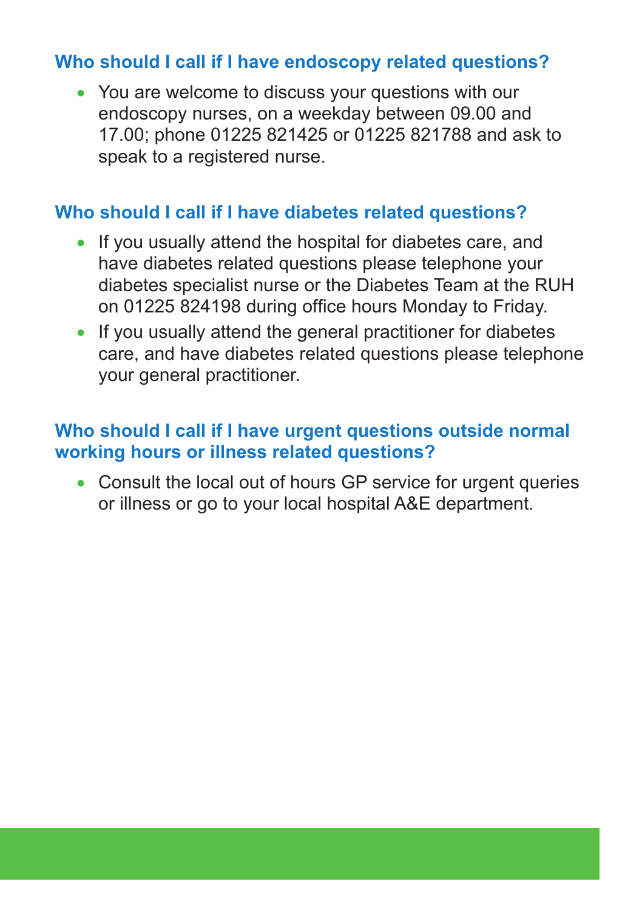## Who should I call if I have endoscopy related questions?

- You are welcome to discuss your questions with our endoscopy nurses, on a weekday between 09.00 and 17.00; phone 01225 821425 or 01225 821788 and ask to speak to a registered nurse.

## Who should I call if I have diabetes related questions?

- If you usually attend the hospital for diabetes care, and have diabetes related questions please telephone your diabetes specialist nurse or the Diabetes Team at the RUH on 01225 824198 during office hours Monday to Friday.
- If you usually attend the general practitioner for diabetes care, and have diabetes related questions please telephone your general practitioner.

## Who should I call if I have urgent questions outside normal working hours or illness related questions?

- Consult the local out of hours GP service for urgent queries or illness or go to your local hospital A&E department.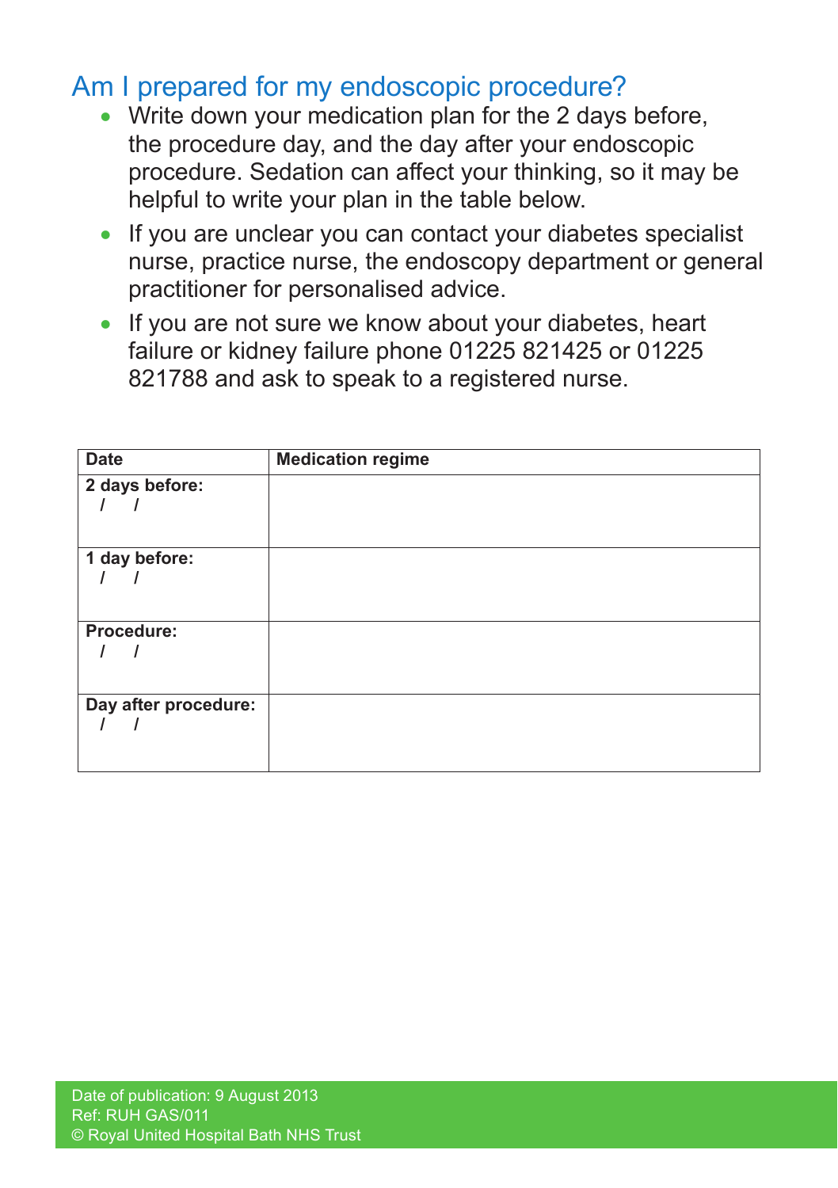## Am I prepared for my endoscopic procedure?

- Write down your medication plan for the 2 days before, the procedure day, and the day after your endoscopic procedure. Sedation can affect your thinking, so it may be helpful to write your plan in the table below.
- If you are unclear you can contact your diabetes specialist nurse, practice nurse, the endoscopy department or general practitioner for personalised advice.
- If you are not sure we know about your diabetes, heart failure or kidney failure phone 01225 821425 or 01225 821788 and ask to speak to a registered nurse.

| Date | Medication regime |
|---|---|
| **2 days before:** / / | |
| **1 day before:** / / | |
| **Procedure:** / / | |
| **Day after procedure:** / / | |

Date of publication: 9 August 2013
Ref: RUH GAS/011
© Royal United Hospital Bath NHS Trust